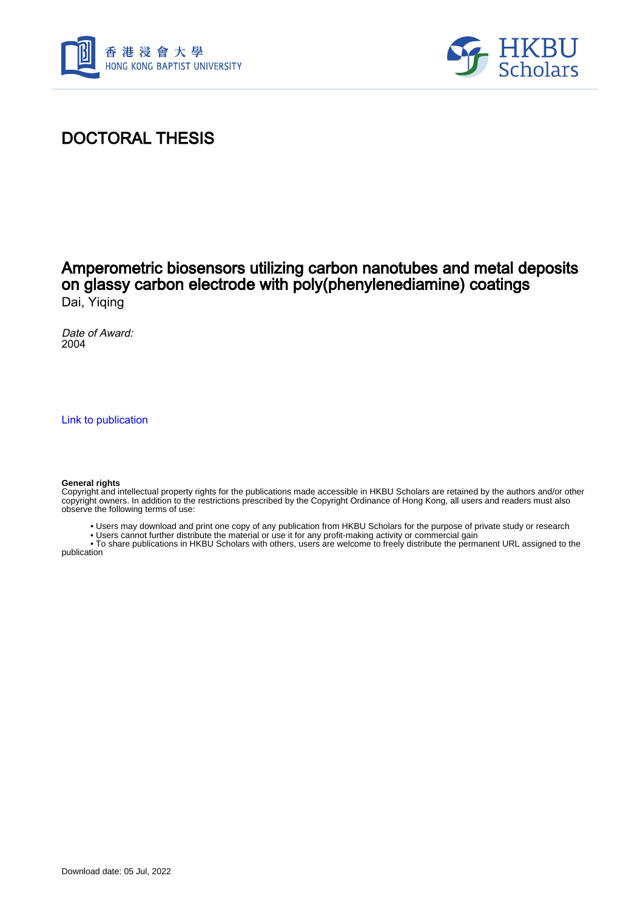# DOCTORAL THESIS

## Amperometric biosensors utilizing carbon nanotubes and metal deposits on glassy carbon electrode with poly(phenylenediamine) coatings

Dai, Yiqing

*Date of Award:*
2004

Link to publication

**General rights**
Copyright and intellectual property rights for the publications made accessible in HKBU Scholars are retained by the authors and/or other copyright owners. In addition to the restrictions prescribed by the Copyright Ordinance of Hong Kong, all users and readers must also observe the following terms of use:

- Users may download and print one copy of any publication from HKBU Scholars for the purpose of private study or research
- Users cannot further distribute the material or use it for any profit-making activity or commercial gain
- To share publications in HKBU Scholars with others, users are welcome to freely distribute the permanent URL assigned to the publication

Download date: 05 Jul, 2022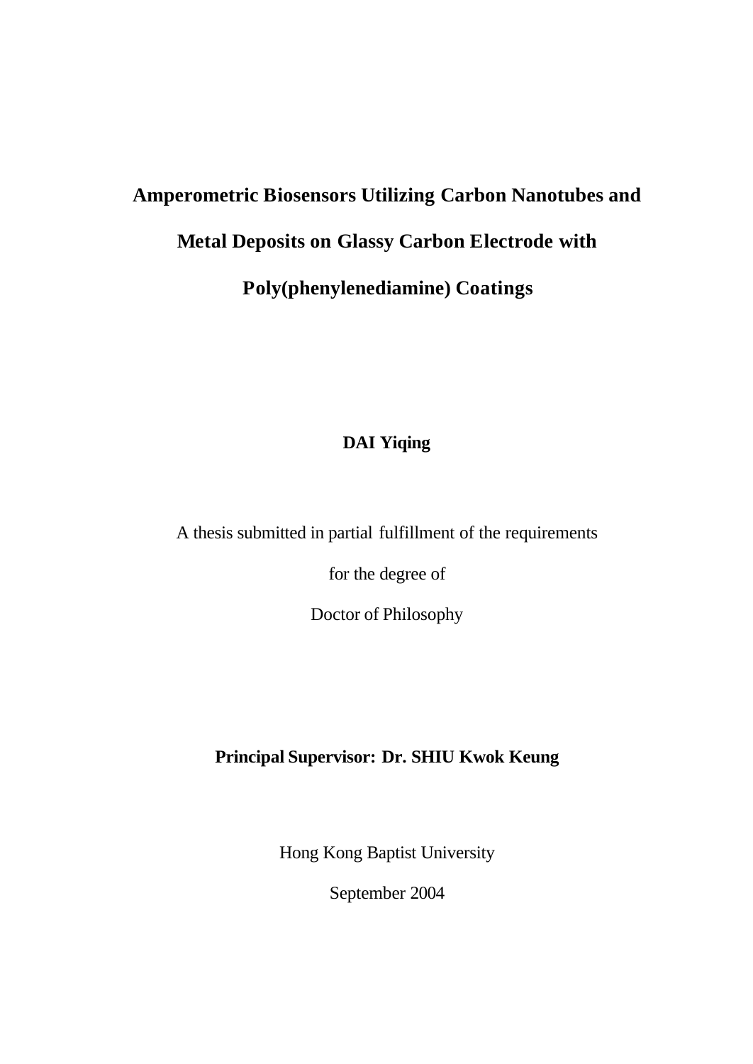# Amperometric Biosensors Utilizing Carbon Nanotubes and Metal Deposits on Glassy Carbon Electrode with Poly(phenylenediamine) Coatings

**DAI Yiqing**

A thesis submitted in partial fulfillment of the requirements

for the degree of

Doctor of Philosophy

**Principal Supervisor: Dr. SHIU Kwok Keung**

Hong Kong Baptist University

September 2004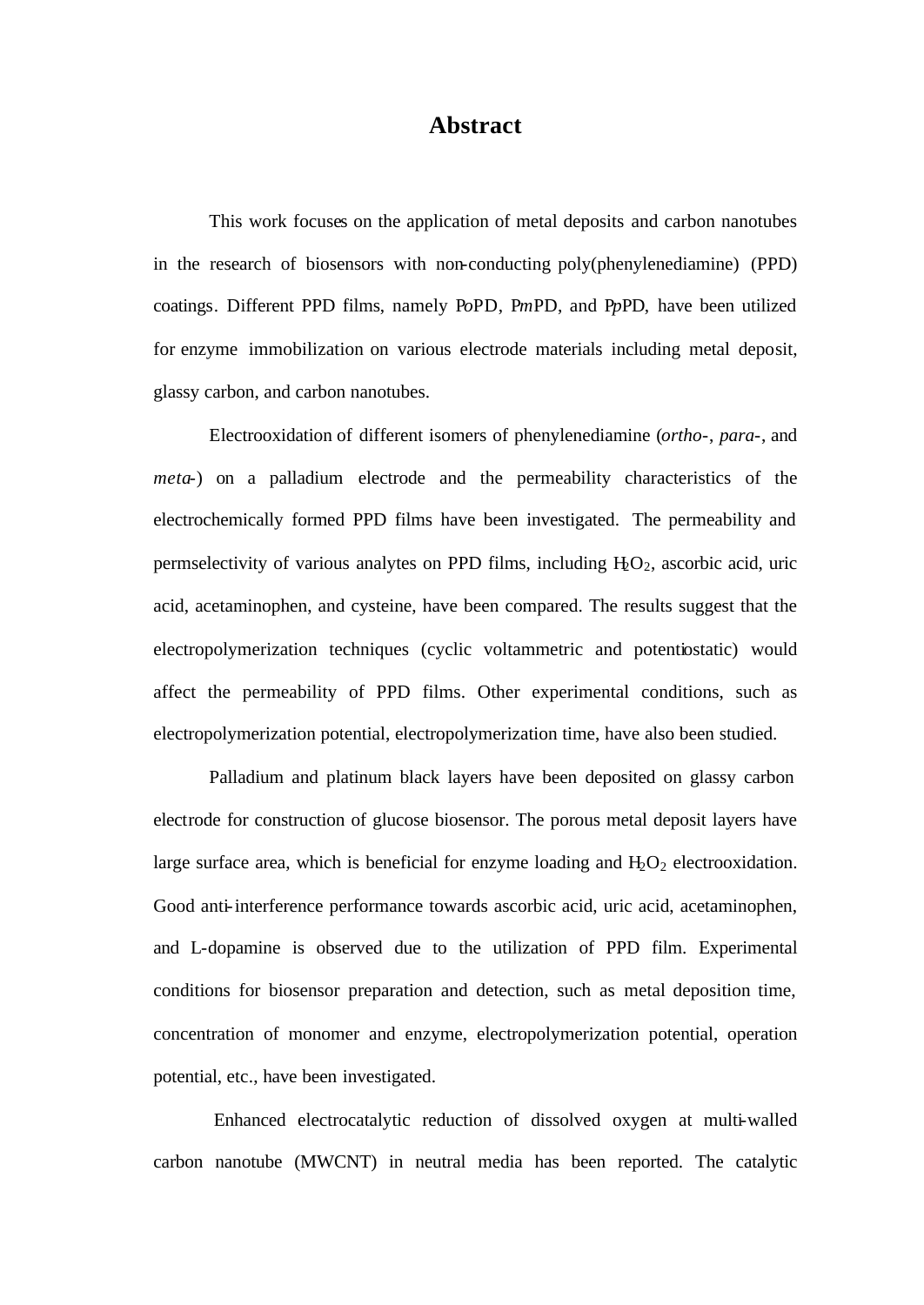# Abstract

This work focuses on the application of metal deposits and carbon nanotubes in the research of biosensors with non-conducting poly(phenylenediamine) (PPD) coatings. Different PPD films, namely P*o*PD, P*m*PD, and P*p*PD, have been utilized for enzyme immobilization on various electrode materials including metal deposit, glassy carbon, and carbon nanotubes.

Electrooxidation of different isomers of phenylenediamine (*ortho*-, *para*-, and *meta*-) on a palladium electrode and the permeability characteristics of the electrochemically formed PPD films have been investigated. The permeability and permselectivity of various analytes on PPD films, including $H_2O_2$, ascorbic acid, uric acid, acetaminophen, and cysteine, have been compared. The results suggest that the electropolymerization techniques (cyclic voltammetric and potentiostatic) would affect the permeability of PPD films. Other experimental conditions, such as electropolymerization potential, electropolymerization time, have also been studied.

Palladium and platinum black layers have been deposited on glassy carbon electrode for construction of glucose biosensor. The porous metal deposit layers have large surface area, which is beneficial for enzyme loading and $H_2O_2$ electrooxidation. Good anti-interference performance towards ascorbic acid, uric acid, acetaminophen, and L-dopamine is observed due to the utilization of PPD film. Experimental conditions for biosensor preparation and detection, such as metal deposition time, concentration of monomer and enzyme, electropolymerization potential, operation potential, etc., have been investigated.

Enhanced electrocatalytic reduction of dissolved oxygen at multi-walled carbon nanotube (MWCNT) in neutral media has been reported. The catalytic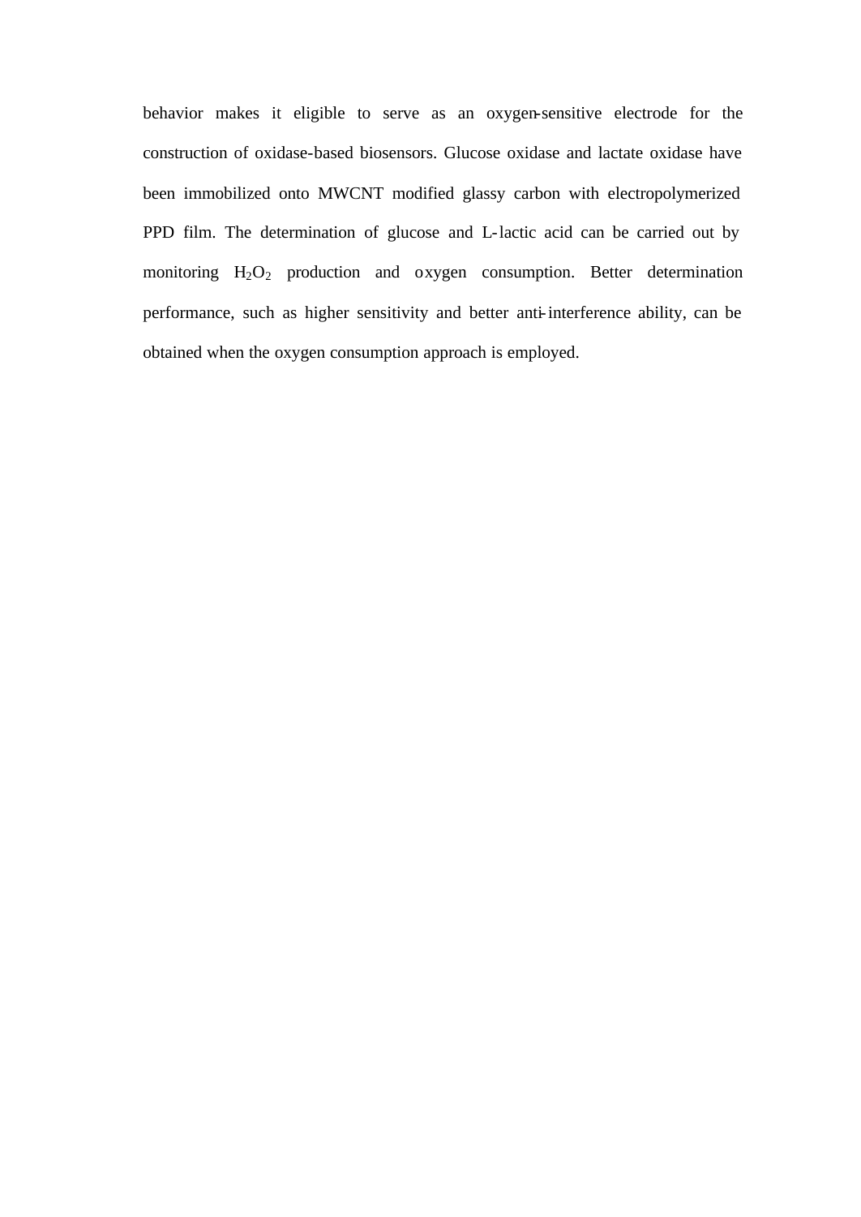behavior makes it eligible to serve as an oxygen-sensitive electrode for the construction of oxidase-based biosensors. Glucose oxidase and lactate oxidase have been immobilized onto MWCNT modified glassy carbon with electropolymerized PPD film. The determination of glucose and L-lactic acid can be carried out by monitoring $H_2O_2$ production and oxygen consumption. Better determination performance, such as higher sensitivity and better anti-interference ability, can be obtained when the oxygen consumption approach is employed.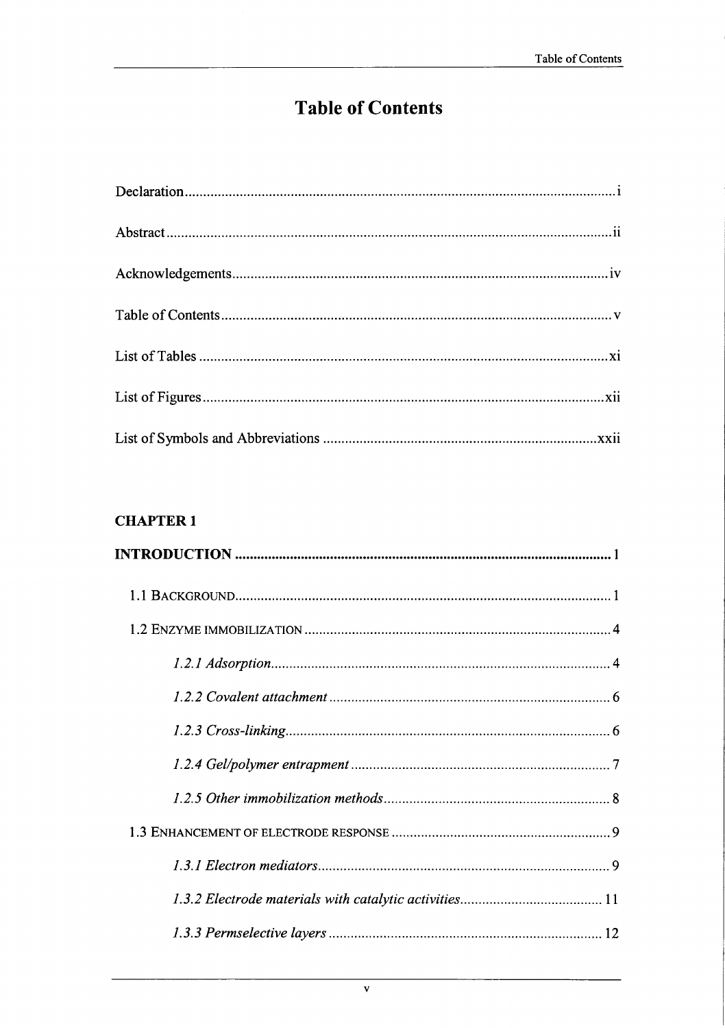# Table of Contents

Declaration ..................................................................................................... i

Abstract ......................................................................................................... ii

Acknowledgements ...................................................................................... iv

Table of Contents .......................................................................................... v

List of Tables ............................................................................................... xi

List of Figures .............................................................................................. xii

List of Symbols and Abbreviations ........................................................... xxii

**CHAPTER 1**

**INTRODUCTION** ....................................................................................... 1

1.1 BACKGROUND ......................................................................................... 1

1.2 ENZYME IMMOBILIZATION ........................................................................ 4

*1.2.1 Adsorption* ............................................................................................ 4

*1.2.2 Covalent attachment* ............................................................................ 6

*1.2.3 Cross-linking* ....................................................................................... 6

*1.2.4 Gel/polymer entrapment* ...................................................................... 7

*1.2.5 Other immobilization methods* ............................................................. 8

1.3 ENHANCEMENT OF ELECTRODE RESPONSE ............................................... 9

*1.3.1 Electron mediators* ............................................................................... 9

*1.3.2 Electrode materials with catalytic activities* ....................................... 11

*1.3.3 Permselective layers* .......................................................................... 12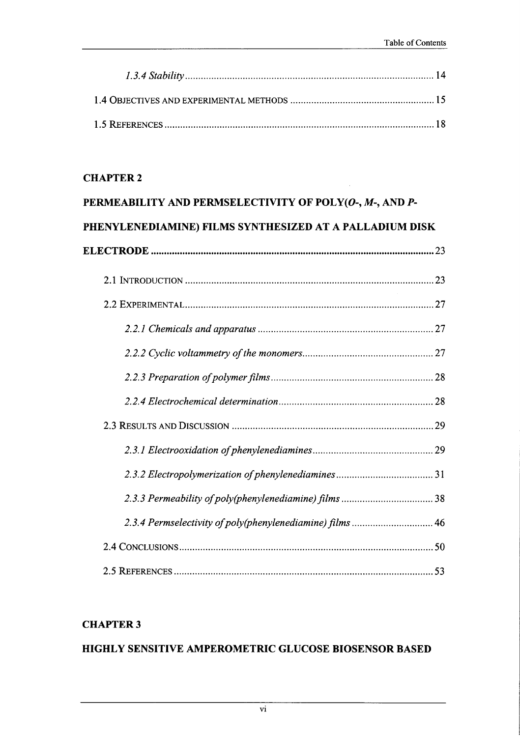*1.3.4 Stability* ........................................................................................ 14

1.4 OBJECTIVES AND EXPERIMENTAL METHODS ........................................................ 15

1.5 REFERENCES ........................................................................................ 18

**CHAPTER 2**

**PERMEABILITY AND PERMSELECTIVITY OF POLY(*O*-, *M*-, AND *P*-PHENYLENEDIAMINE) FILMS SYNTHESIZED AT A PALLADIUM DISK ELECTRODE** ........................................................................................ 23

2.1 INTRODUCTION ........................................................................................ 23

2.2 EXPERIMENTAL ........................................................................................ 27

*2.2.1 Chemicals and apparatus* ........................................................................................ 27

*2.2.2 Cyclic voltammetry of the monomers* ........................................................................................ 27

*2.2.3 Preparation of polymer films* ........................................................................................ 28

*2.2.4 Electrochemical determination* ........................................................................................ 28

2.3 RESULTS AND DISCUSSION ........................................................................................ 29

*2.3.1 Electrooxidation of phenylenediamines* ........................................................................................ 29

*2.3.2 Electropolymerization of phenylenediamines* ........................................................................................ 31

*2.3.3 Permeability of poly(phenylenediamine) films* ........................................................................................ 38

*2.3.4 Permselectivity of poly(phenylenediamine) films* ........................................................................................ 46

2.4 CONCLUSIONS ........................................................................................ 50

2.5 REFERENCES ........................................................................................ 53

**CHAPTER 3**

**HIGHLY SENSITIVE AMPEROMETRIC GLUCOSE BIOSENSOR BASED**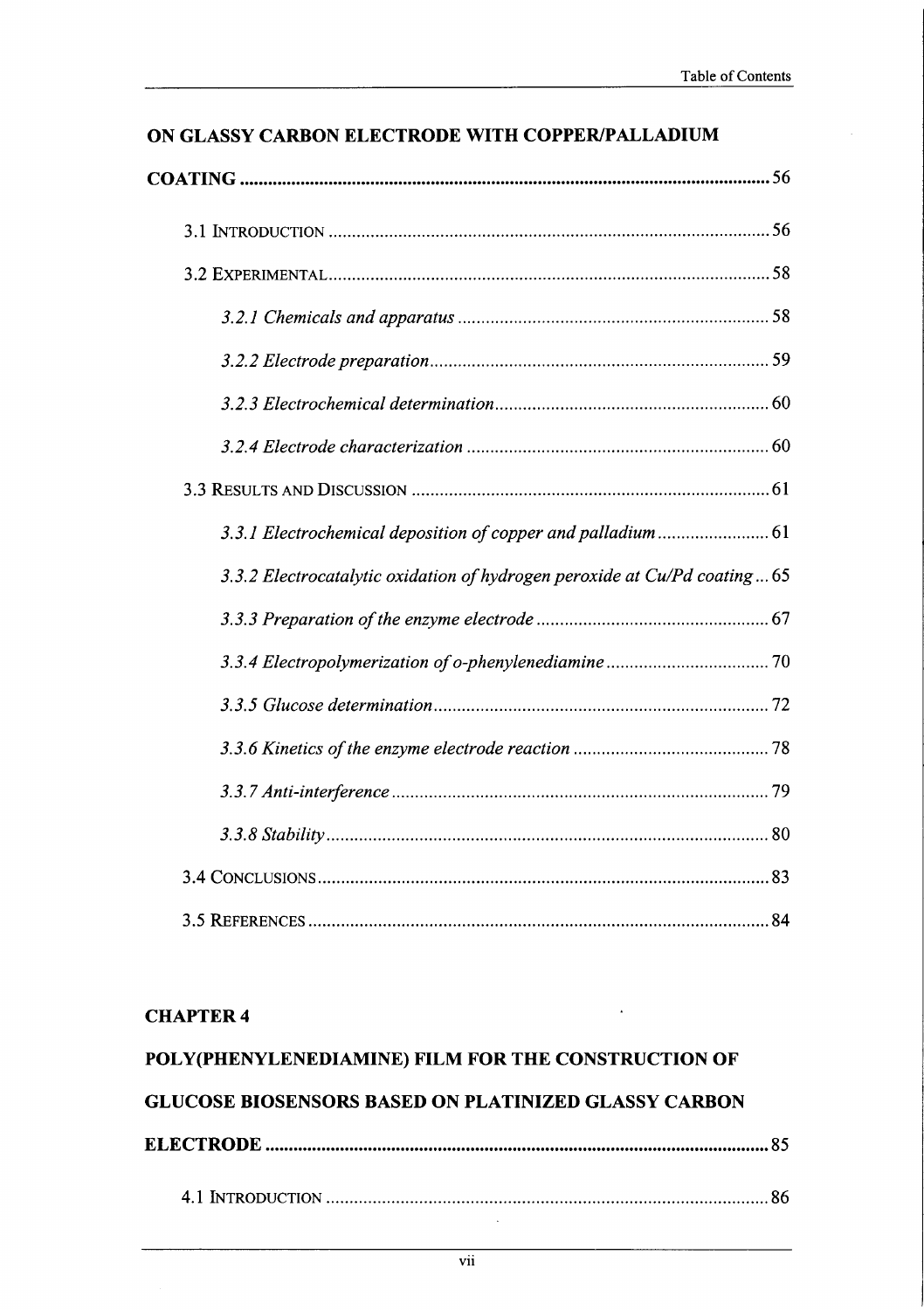**ON GLASSY CARBON ELECTRODE WITH COPPER/PALLADIUM COATING** .......... 56

3.1 INTRODUCTION .......... 56

3.2 EXPERIMENTAL .......... 58

*3.2.1 Chemicals and apparatus* .......... 58

*3.2.2 Electrode preparation* .......... 59

*3.2.3 Electrochemical determination* .......... 60

*3.2.4 Electrode characterization* .......... 60

3.3 RESULTS AND DISCUSSION .......... 61

*3.3.1 Electrochemical deposition of copper and palladium* .......... 61

*3.3.2 Electrocatalytic oxidation of hydrogen peroxide at Cu/Pd coating* ... 65

*3.3.3 Preparation of the enzyme electrode* .......... 67

*3.3.4 Electropolymerization of o-phenylenediamine* .......... 70

*3.3.5 Glucose determination* .......... 72

*3.3.6 Kinetics of the enzyme electrode reaction* .......... 78

*3.3.7 Anti-interference* .......... 79

*3.3.8 Stability* .......... 80

3.4 CONCLUSIONS .......... 83

3.5 REFERENCES .......... 84

**CHAPTER 4**

**POLY(PHENYLENEDIAMINE) FILM FOR THE CONSTRUCTION OF GLUCOSE BIOSENSORS BASED ON PLATINIZED GLASSY CARBON ELECTRODE** .......... 85

4.1 INTRODUCTION .......... 86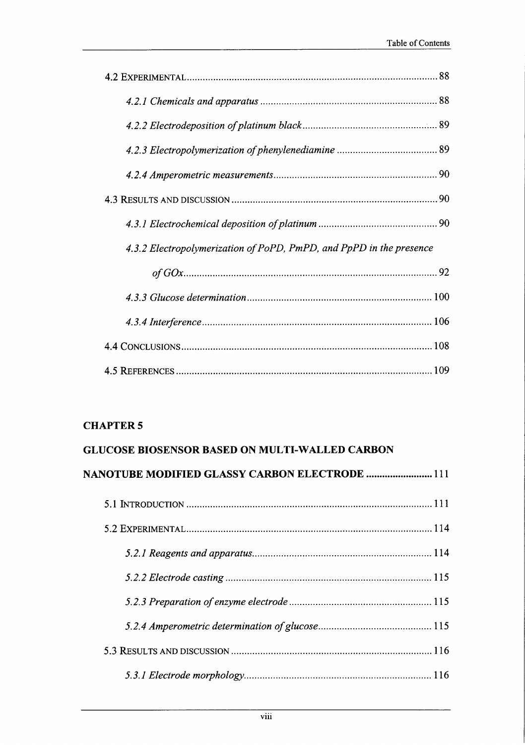4.2 EXPERIMENTAL ........................................................................................ 88

*4.2.1 Chemicals and apparatus* ........................................................... 88

*4.2.2 Electrodeposition of platinum black* ........................................... 89

*4.2.3 Electropolymerization of phenylenediamine* ............................... 89

*4.2.4 Amperometric measurements* ...................................................... 90

4.3 RESULTS AND DISCUSSION ...................................................................... 90

*4.3.1 Electrochemical deposition of platinum* ..................................... 90

*4.3.2 Electropolymerization of PoPD, PmPD, and PpPD in the presence of GOx* ........................................................................................ 92

*4.3.3 Glucose determination* .............................................................. 100

*4.3.4 Interference* ............................................................................... 106

4.4 CONCLUSIONS ....................................................................................... 108

4.5 REFERENCES ......................................................................................... 109

**CHAPTER 5**

**GLUCOSE BIOSENSOR BASED ON MULTI-WALLED CARBON NANOTUBE MODIFIED GLASSY CARBON ELECTRODE ......................... 111**

5.1 INTRODUCTION ..................................................................................... 111

5.2 EXPERIMENTAL ...................................................................................... 114

*5.2.1 Reagents and apparatus* ............................................................ 114

*5.2.2 Electrode casting* ...................................................................... 115

*5.2.3 Preparation of enzyme electrode* ............................................... 115

*5.2.4 Amperometric determination of glucose* .................................... 115

5.3 RESULTS AND DISCUSSION .................................................................... 116

*5.3.1 Electrode morphology* ............................................................... 116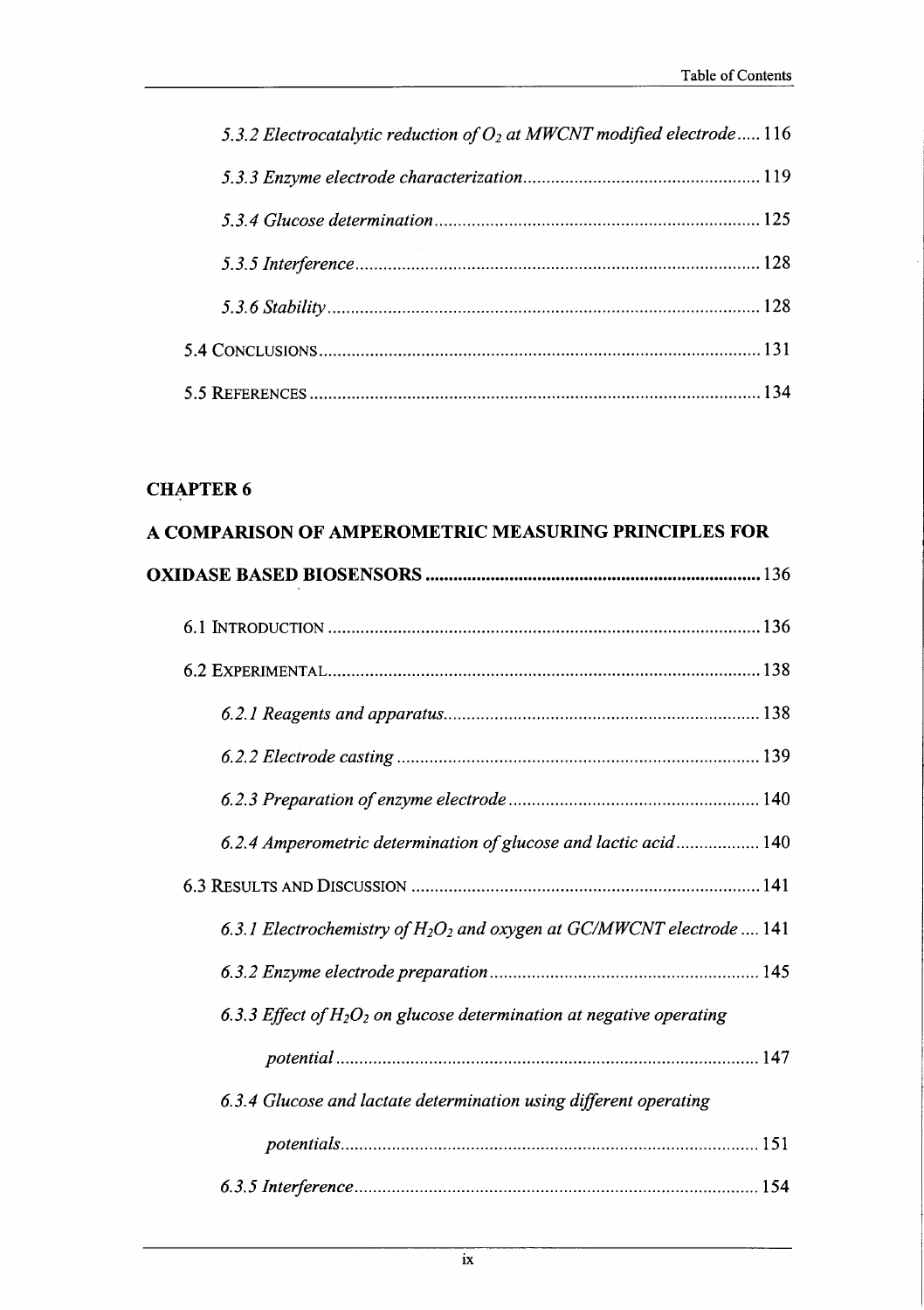*5.3.2 Electrocatalytic reduction of $O_2$ at MWCNT modified electrode* ..... 116

*5.3.3 Enzyme electrode characterization* .................................................. 119

*5.3.4 Glucose determination* ..................................................................... 125

*5.3.5 Interference* ...................................................................................... 128

*5.3.6 Stability* ............................................................................................ 128

5.4 CONCLUSIONS ............................................................................................ 131

5.5 REFERENCES .............................................................................................. 134

## CHAPTER 6

## A COMPARISON OF AMPEROMETRIC MEASURING PRINCIPLES FOR OXIDASE BASED BIOSENSORS ...................................................................... 136

6.1 INTRODUCTION ........................................................................................... 136

6.2 EXPERIMENTAL ........................................................................................... 138

*6.2.1 Reagents and apparatus* .................................................................... 138

*6.2.2 Electrode casting* ............................................................................... 139

*6.2.3 Preparation of enzyme electrode* ..................................................... 140

*6.2.4 Amperometric determination of glucose and lactic acid* .................. 140

6.3 RESULTS AND DISCUSSION .......................................................................... 141

*6.3.1 Electrochemistry of $H_2O_2$ and oxygen at GC/MWCNT electrode* .... 141

*6.3.2 Enzyme electrode preparation* ......................................................... 145

*6.3.3 Effect of $H_2O_2$ on glucose determination at negative operating potential* ............................................................................................ 147

*6.3.4 Glucose and lactate determination using different operating potentials* .......................................................................................... 151

*6.3.5 Interference* ...................................................................................... 154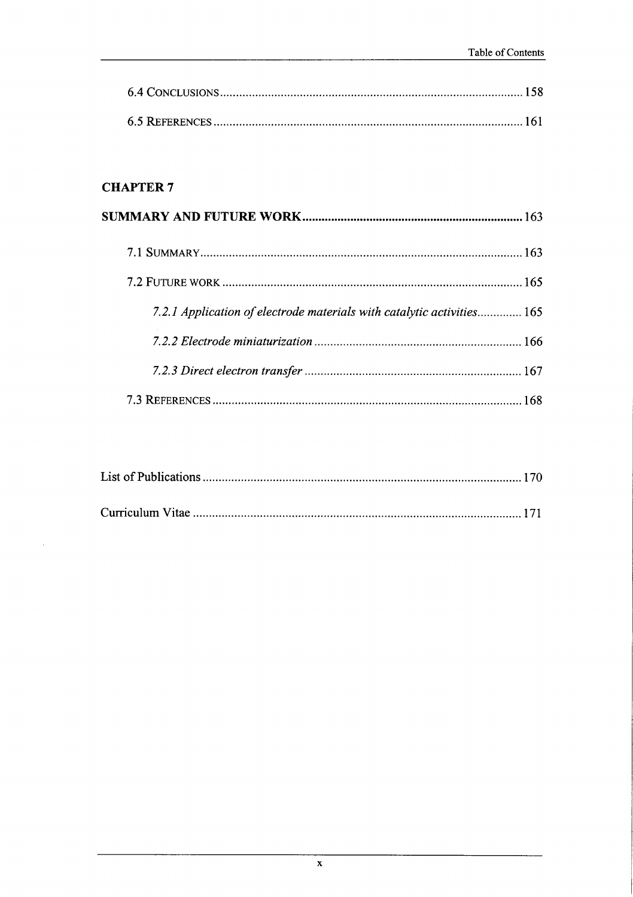6.4 CONCLUSIONS .......... 158

6.5 REFERENCES .......... 161

## CHAPTER 7

## SUMMARY AND FUTURE WORK .......... 163

7.1 SUMMARY .......... 163

7.2 FUTURE WORK .......... 165

*7.2.1 Application of electrode materials with catalytic activities* .......... 165

*7.2.2 Electrode miniaturization* .......... 166

*7.2.3 Direct electron transfer* .......... 167

7.3 REFERENCES .......... 168

List of Publications .......... 170

Curriculum Vitae .......... 171